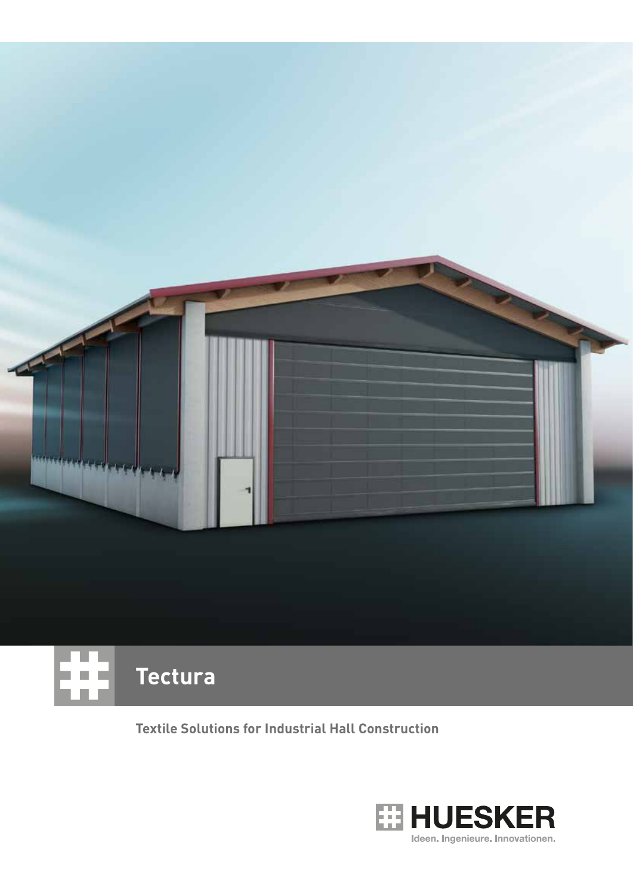# Tectura

**Textile Solutions for Industrial Hall Construction**

HUESKER

Ideen. Ingenieure. Innovationen.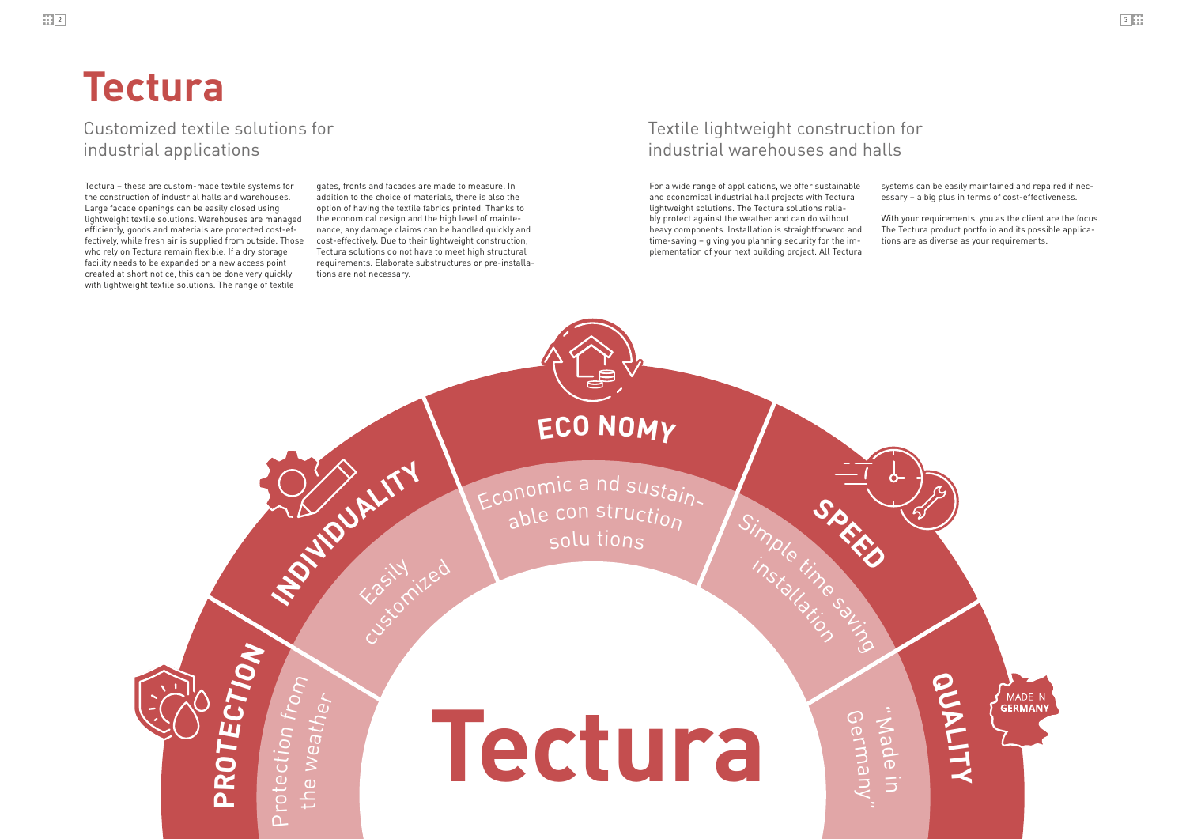# Tectura

## Customized textile solutions for industrial applications

Tectura – these are custom-made textile systems for the construction of industrial halls and warehouses. Large facade openings can be easily closed using lightweight textile solutions. Warehouses are managed efficiently, goods and materials are protected cost-effectively, while fresh air is supplied from outside. Those who rely on Tectura remain flexible. If a dry storage facility needs to be expanded or a new access point created at short notice, this can be done very quickly with lightweight textile solutions. The range of textile gates, fronts and facades are made to measure. In addition to the choice of materials, there is also the option of having the textile fabrics printed. Thanks to the economical design and the high level of maintenance, any damage claims can be handled quickly and cost-effectively. Due to their lightweight construction, Tectura solutions do not have to meet high structural requirements. Elaborate substructures or pre-installations are not necessary.

## Textile lightweight construction for industrial warehouses and halls

For a wide range of applications, we offer sustainable and economical industrial hall projects with Tectura lightweight solutions. The Tectura solutions reliably protect against the weather and can do without heavy components. Installation is straightforward and time-saving – giving you planning security for the implementation of your next building project. All Tectura systems can be easily maintained and repaired if necessary – a big plus in terms of cost-effectiveness.

With your requirements, you as the client are the focus. The Tectura product portfolio and its possible applications are as diverse as your requirements.

**PROTECTION** – Protection from the weather

**INDIVIDUALITY** – Easily customized

**ECONOMY** – Economic and sustainable construction solutions

**SPEED** – Simple time saving installation

**QUALITY** – "Made in Germany"

MADE IN GERMANY

**Tectura**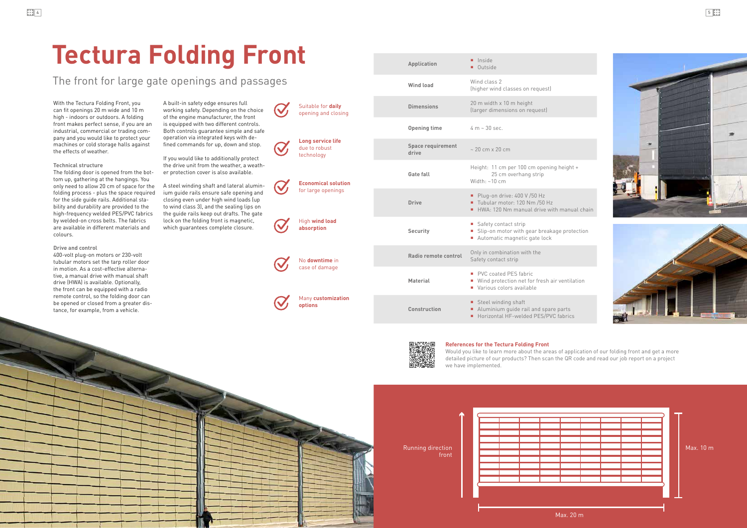# Tectura Folding Front

## The front for large gate openings and passages

With the Tectura Folding Front, you can fit openings 20 m wide and 10 m high - indoors or outdoors. A folding front makes perfect sense, if you are an industrial, commercial or trading company and you would like to protect your machines or cold storage halls against the effects of weather.

### Technical structure

The folding door is opened from the bottom up, gathering at the hangings. You only need to allow 20 cm of space for the folding process - plus the space required for the side guide rails. Additional stability and durability are provided to the high-frequency welded PES/PVC fabrics by welded-on cross belts. The fabrics are available in different materials and colours.

### Drive and control

400-volt plug-on motors or 230-volt tubular motors set the tarp roller door in motion. As a cost-effective alternative, a manual drive with manual shaft drive (HWA) is available. Optionally, the front can be equipped with a radio remote control, so the folding door can be opened or closed from a greater distance, for example, from a vehicle.

A built-in safety edge ensures full working safety. Depending on the choice of the engine manufacturer, the front is equipped with two different controls. Both controls guarantee simple and safe operation via integrated keys with defined commands for up, down and stop.

If you would like to additionally protect the drive unit from the weather, a weather protection cover is also available.

A steel winding shaft and lateral aluminium guide rails ensure safe opening and closing even under high wind loads (up to wind class 3), and the sealing lips on the guide rails keep out drafts. The gate lock on the folding front is magnetic, which guarantees complete closure.

- Suitable for **daily** opening and closing
- **Long service life** due to robust technology
- **Economical solution** for large openings
- High **wind load absorption**
- No **downtime** in case of damage
- Many **customization options**

| | |
|---|---|
| **Application** | ▪ Inside<br>▪ Outside |
| **Wind load** | Wind class 2<br>(higher wind classes on request) |
| **Dimensions** | 20 m width x 10 m height<br>(larger dimensions on request) |
| **Opening time** | 4 m ~ 30 sec. |
| **Space requirement drive** | ~ 20 cm x 20 cm |
| **Gate fall** | Height: 11 cm per 100 cm opening height + 25 cm overhang strip<br>Width: ~10 cm |
| **Drive** | ▪ Plug-on drive: 400 V /50 Hz<br>▪ Tubular motor: 120 Nm /50 Hz<br>▪ HWA: 120 Nm manual drive with manual chain |
| **Security** | ▪ Safety contact strip<br>▪ Slip-on motor with gear breakage protection<br>▪ Automatic magnetic gate lock |
| **Radio remote control** | Only in combination with the Safety contact strip |
| **Material** | ▪ PVC coated PES fabric<br>▪ Wind protection net for fresh air ventilation<br>▪ Various colors available |
| **Construction** | ▪ Steel winding shaft<br>▪ Aluminium guide rail and spare parts<br>▪ Horizontal HF-welded PES/PVC fabrics |

**References for the Tectura Folding Front**

Would you like to learn more about the areas of application of our folding front and get a more detailed picture of our products? Then scan the QR code and read our job report on a project we have implemented.

Running direction front

Max. 10 m

Max. 20 m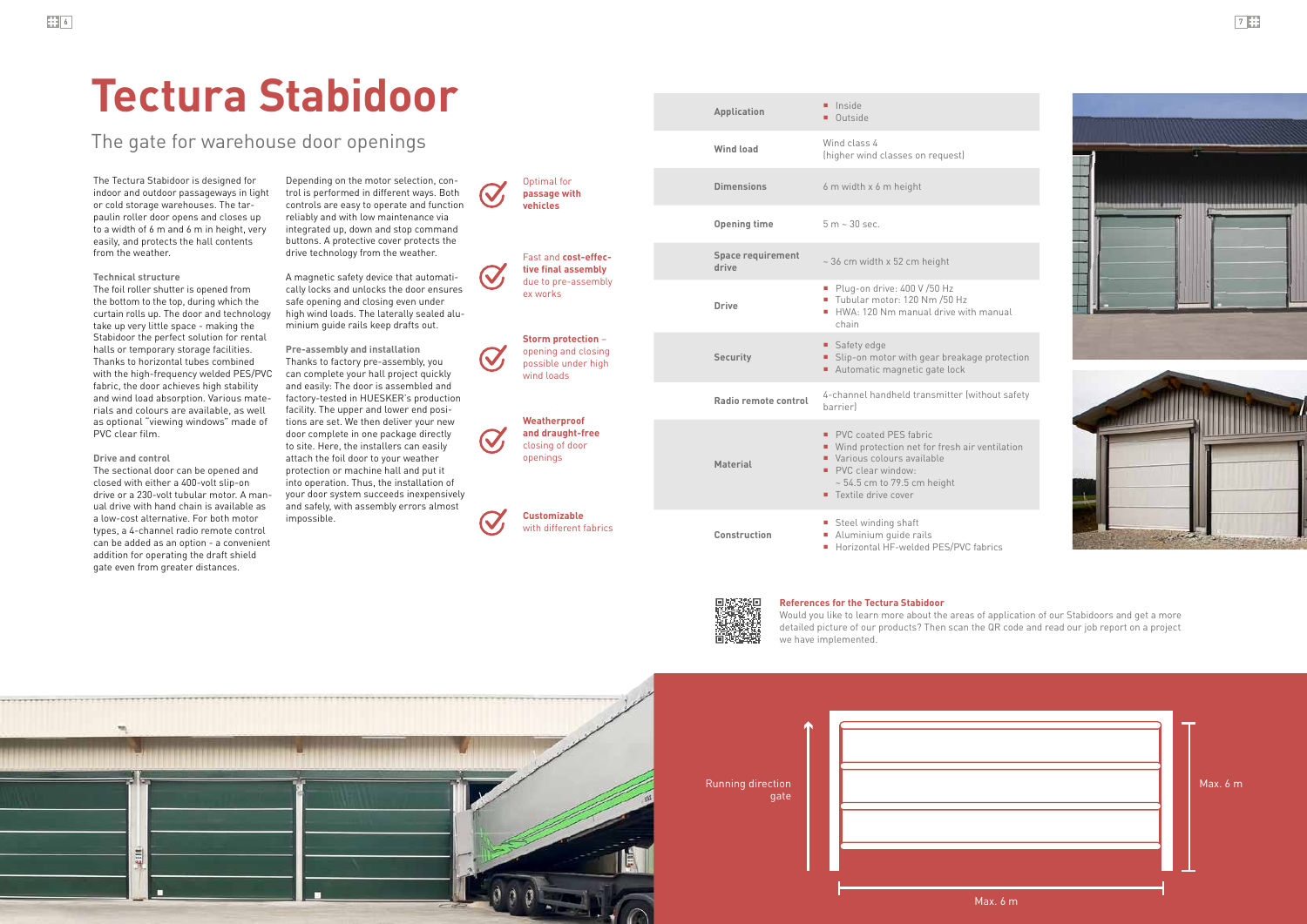# Tectura Stabidoor

## The gate for warehouse door openings

The Tectura Stabidoor is designed for indoor and outdoor passageways in light or cold storage warehouses. The tarpaulin roller door opens and closes up to a width of 6 m and 6 m in height, very easily, and protects the hall contents from the weather.

### Technical structure

The foil roller shutter is opened from the bottom to the top, during which the curtain rolls up. The door and technology take up very little space - making the Stabidoor the perfect solution for rental halls or temporary storage facilities. Thanks to horizontal tubes combined with the high-frequency welded PES/PVC fabric, the door achieves high stability and wind load absorption. Various materials and colours are available, as well as optional "viewing windows" made of PVC clear film.

### Drive and control

The sectional door can be opened and closed with either a 400-volt slip-on drive or a 230-volt tubular motor. A manual drive with hand chain is available as a low-cost alternative. For both motor types, a 4-channel radio remote control can be added as an option - a convenient addition for operating the draft shield gate even from greater distances.

Depending on the motor selection, control is performed in different ways. Both controls are easy to operate and function reliably and with low maintenance via integrated up, down and stop command buttons. A protective cover protects the drive technology from the weather.

A magnetic safety device that automatically locks and unlocks the door ensures safe opening and closing even under high wind loads. The laterally sealed aluminium guide rails keep drafts out.

### Pre-assembly and installation

Thanks to factory pre-assembly, you can complete your hall project quickly and easily: The door is assembled and factory-tested in HUESKER's production facility. The upper and lower end positions are set. We then deliver your new door complete in one package directly to site. Here, the installers can easily attach the foil door to your weather protection or machine hall and put it into operation. Thus, the installation of your door system succeeds inexpensively and safely, with assembly errors almost impossible.

- Optimal for **passage with vehicles**
- Fast and **cost-effective final assembly** due to pre-assembly ex works
- **Storm protection** – opening and closing possible under high wind loads
- **Weatherproof and draught-free** closing of door openings
- **Customizable** with different fabrics

| | |
|---|---|
| **Application** | ▪ Inside<br>▪ Outside |
| **Wind load** | Wind class 4<br>(higher wind classes on request) |
| **Dimensions** | 6 m width x 6 m height |
| **Opening time** | 5 m ~ 30 sec. |
| **Space requirement drive** | ~ 36 cm width x 52 cm height |
| **Drive** | ▪ Plug-on drive: 400 V /50 Hz<br>▪ Tubular motor: 120 Nm /50 Hz<br>▪ HWA: 120 Nm manual drive with manual chain |
| **Security** | ▪ Safety edge<br>▪ Slip-on motor with gear breakage protection<br>▪ Automatic magnetic gate lock |
| **Radio remote control** | 4-channel handheld transmitter (without safety barrier) |
| **Material** | ▪ PVC coated PES fabric<br>▪ Wind protection net for fresh air ventilation<br>▪ Various colours available<br>▪ PVC clear window: ~ 54.5 cm to 79.5 cm height<br>▪ Textile drive cover |
| **Construction** | ▪ Steel winding shaft<br>▪ Aluminium guide rails<br>▪ Horizontal HF-welded PES/PVC fabrics |

**References for the Tectura Stabidoor**

Would you like to learn more about the areas of application of our Stabidoors and get a more detailed picture of our products? Then scan the QR code and read our job report on a project we have implemented.

Running direction gate

Max. 6 m

Max. 6 m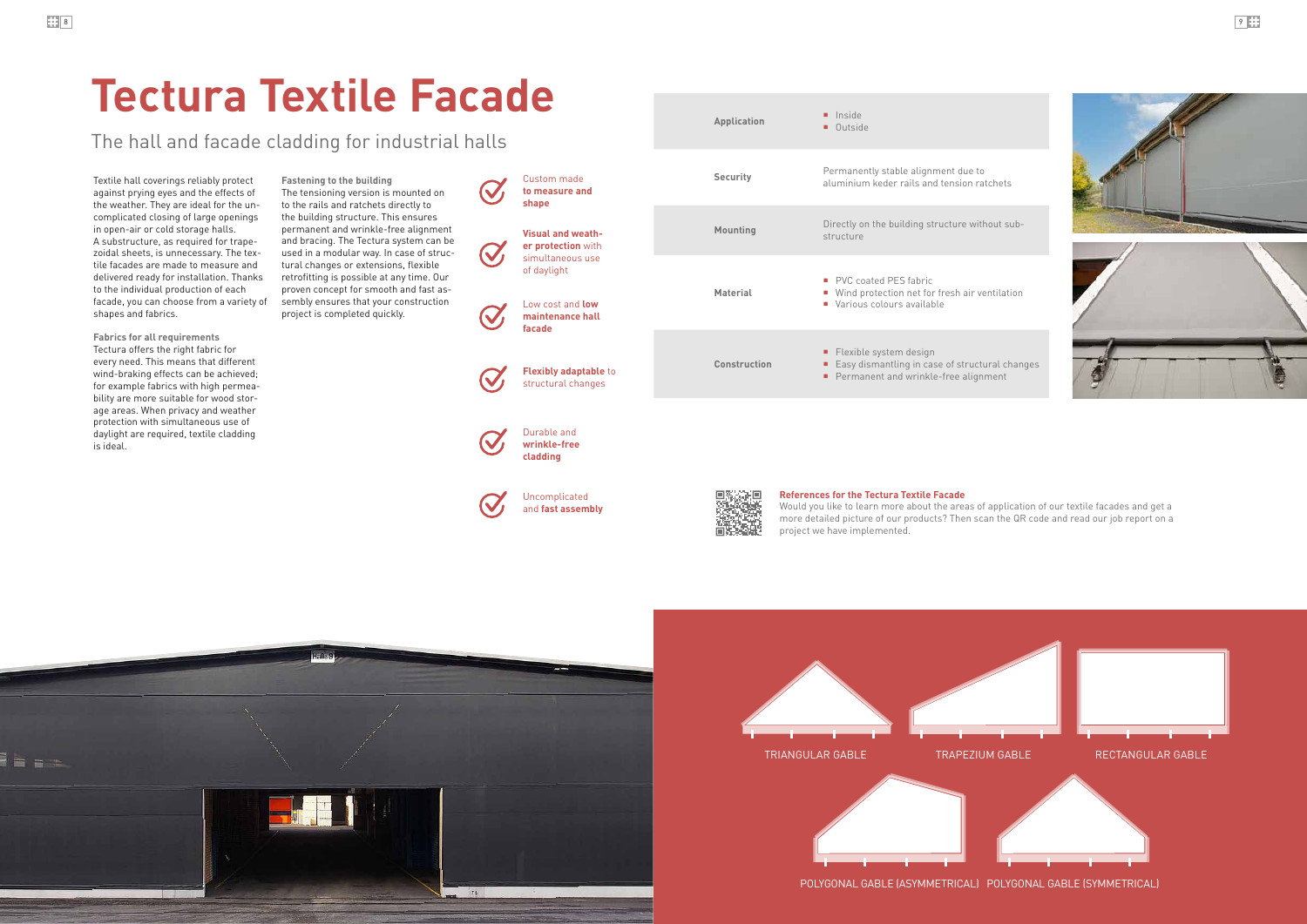# Tectura Textile Facade

## The hall and facade cladding for industrial halls

Textile hall coverings reliably protect against prying eyes and the effects of the weather. They are ideal for the uncomplicated closing of large openings in open-air or cold storage halls. A substructure, as required for trapezoidal sheets, is unnecessary. The textile facades are made to measure and delivered ready for installation. Thanks to the individual production of each facade, you can choose from a variety of shapes and fabrics.

**Fabrics for all requirements**
Tectura offers the right fabric for every need. This means that different wind-braking effects can be achieved; for example fabrics with high permeability are more suitable for wood storage areas. When privacy and weather protection with simultaneous use of daylight are required, textile cladding is ideal.

**Fastening to the building**
The tensioning version is mounted on to the rails and ratchets directly to the building structure. This ensures permanent and wrinkle-free alignment and bracing. The Tectura system can be used in a modular way. In case of structural changes or extensions, flexible retrofitting is possible at any time. Our proven concept for smooth and fast assembly ensures that your construction project is completed quickly.

- Custom made **to measure and shape**
- **Visual and weather protection** with simultaneous use of daylight
- Low cost and **low maintenance hall facade**
- **Flexibly adaptable** to structural changes
- Durable and **wrinkle-free cladding**
- Uncomplicated and **fast assembly**

| | |
|---|---|
| **Application** | ▪ Inside<br>▪ Outside |
| **Security** | Permanently stable alignment due to aluminium keder rails and tension ratchets |
| **Mounting** | Directly on the building structure without substructure |
| **Material** | ▪ PVC coated PES fabric<br>▪ Wind protection net for fresh air ventilation<br>▪ Various colours available |
| **Construction** | ▪ Flexible system design<br>▪ Easy dismantling in case of structural changes<br>▪ Permanent and wrinkle-free alignment |

**References for the Tectura Textile Facade**
Would you like to learn more about the areas of application of our textile facades and get a more detailed picture of our products? Then scan the QR code and read our job report on a project we have implemented.

TRIANGULAR GABLE  TRAPEZIUM GABLE  RECTANGULAR GABLE

POLYGONAL GABLE (ASYMMETRICAL)  POLYGONAL GABLE (SYMMETRICAL)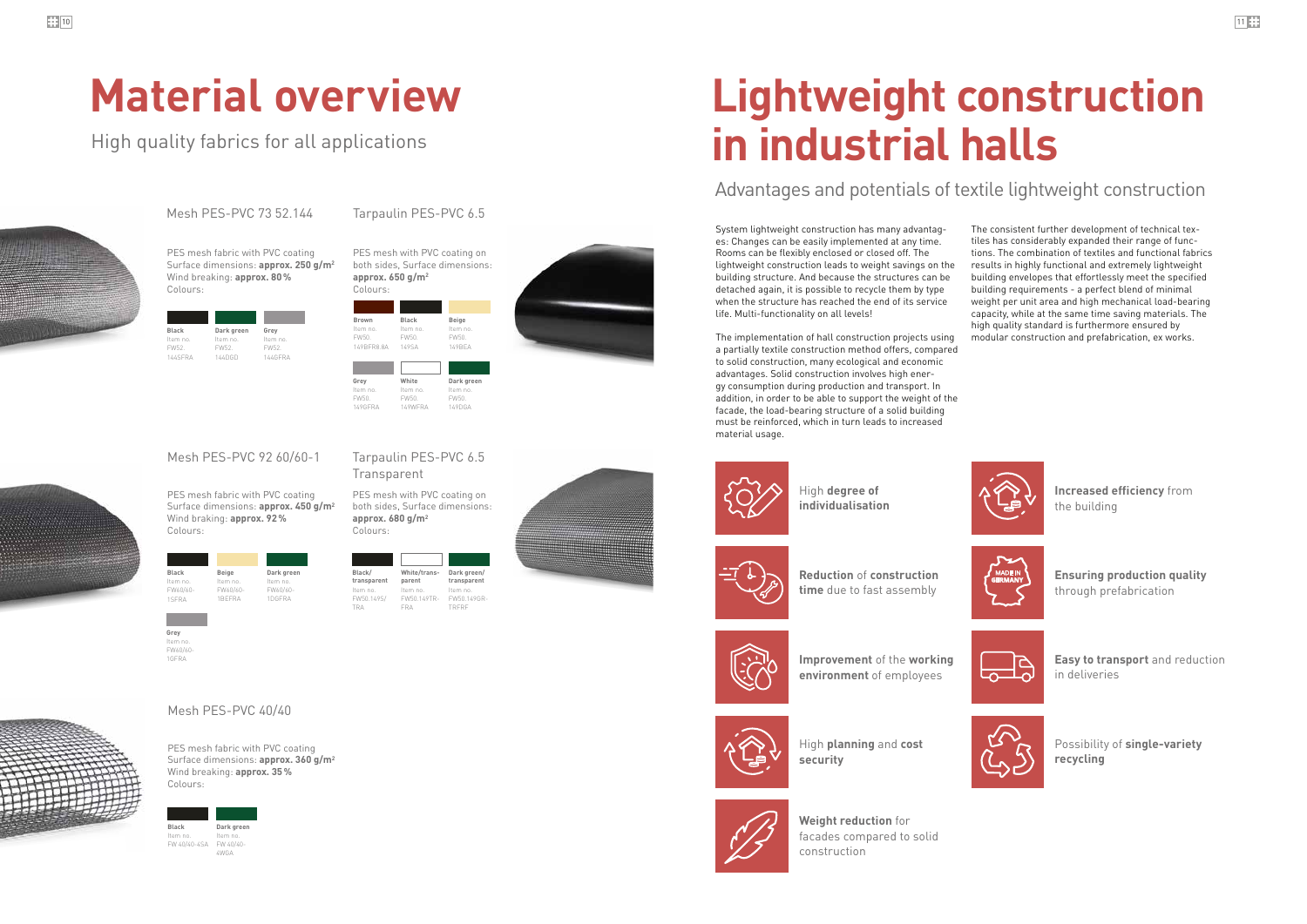# Material overview

High quality fabrics for all applications

## Mesh PES-PVC 73 52.144

PES mesh fabric with PVC coating
Surface dimensions: **approx. 250 g/m²**
Wind breaking: **approx. 80 %**
Colours:

| Black | Dark green | Grey |
|---|---|---|
| Item no. FW52.144SFRA | Item no. FW52.144DGD | Item no. FW52.144GFRA |

## Tarpaulin PES-PVC 6.5

PES mesh with PVC coating on both sides, Surface dimensions: **approx. 650 g/m²**
Colours:

| Brown | Black | Beige |
|---|---|---|
| Item no. FW50.149BFR8.8A | Item no. FW50.149SA | Item no. FW50.149BEA |
| **Grey** | **White** | **Dark green** |
| Item no. FW50.149GFRA | Item no. FW50.149WFRA | Item no. FW50.149DGA |

## Mesh PES-PVC 92 60/60-1

PES mesh fabric with PVC coating
Surface dimensions: **approx. 450 g/m²**
Wind breaking: **approx. 92 %**
Colours:

| Black | Beige | Dark green |
|---|---|---|
| Item no. FW60/60-1SFRA | Item no. FW60/60-1BEFRA | Item no. FW60/60-1DGFRA |
| **Grey** | | |
| Item no. FW60/60-1GFRA | | |

## Tarpaulin PES-PVC 6.5 Transparent

PES mesh with PVC coating on both sides, Surface dimensions: **approx. 680 g/m²**
Colours:

| Black/transparent | White/transparent | Dark green/transparent |
|---|---|---|
| Item no. FW50.149S/TRA | Item no. FW50.149TR-FRA | Item no. FW50.149GR-TRFRF |

## Mesh PES-PVC 40/40

PES mesh fabric with PVC coating
Surface dimensions: **approx. 360 g/m²**
Wind breaking: **approx. 35 %**
Colours:

| Black | Dark green |
|---|---|
| Item no. FW 40/40-4SA | Item no. FW 40/40-4WGA |

# Lightweight construction in industrial halls

Advantages and potentials of textile lightweight construction

System lightweight construction has many advantages: Changes can be easily implemented at any time. Rooms can be flexibly enclosed or closed off. The lightweight construction leads to weight savings on the building structure. And because the structures can be detached again, it is possible to recycle them by type when the structure has reached the end of its service life. Multi-functionality on all levels!

The implementation of hall construction projects using a partially textile construction method offers, compared to solid construction, many ecological and economic advantages. Solid construction involves high energy consumption during production and transport. In addition, in order to be able to support the weight of the facade, the load-bearing structure of a solid building must be reinforced, which in turn leads to increased material usage.

The consistent further development of technical textiles has considerably expanded their range of functions. The combination of textiles and functional fabrics results in highly functional and extremely lightweight building envelopes that effortlessly meet the specified building requirements - a perfect blend of minimal weight per unit area and high mechanical load-bearing capacity, while at the same time saving materials. The high quality standard is furthermore ensured by modular construction and prefabrication, ex works.

- High **degree of individualisation**
- **Reduction** of **construction time** due to fast assembly
- **Improvement** of the **working environment** of employees
- High **planning** and **cost security**
- **Weight reduction** for facades compared to solid construction
- **Increased efficiency** from the building
- **Ensuring production quality** through prefabrication
- **Easy to transport** and reduction in deliveries
- Possibility of **single-variety recycling**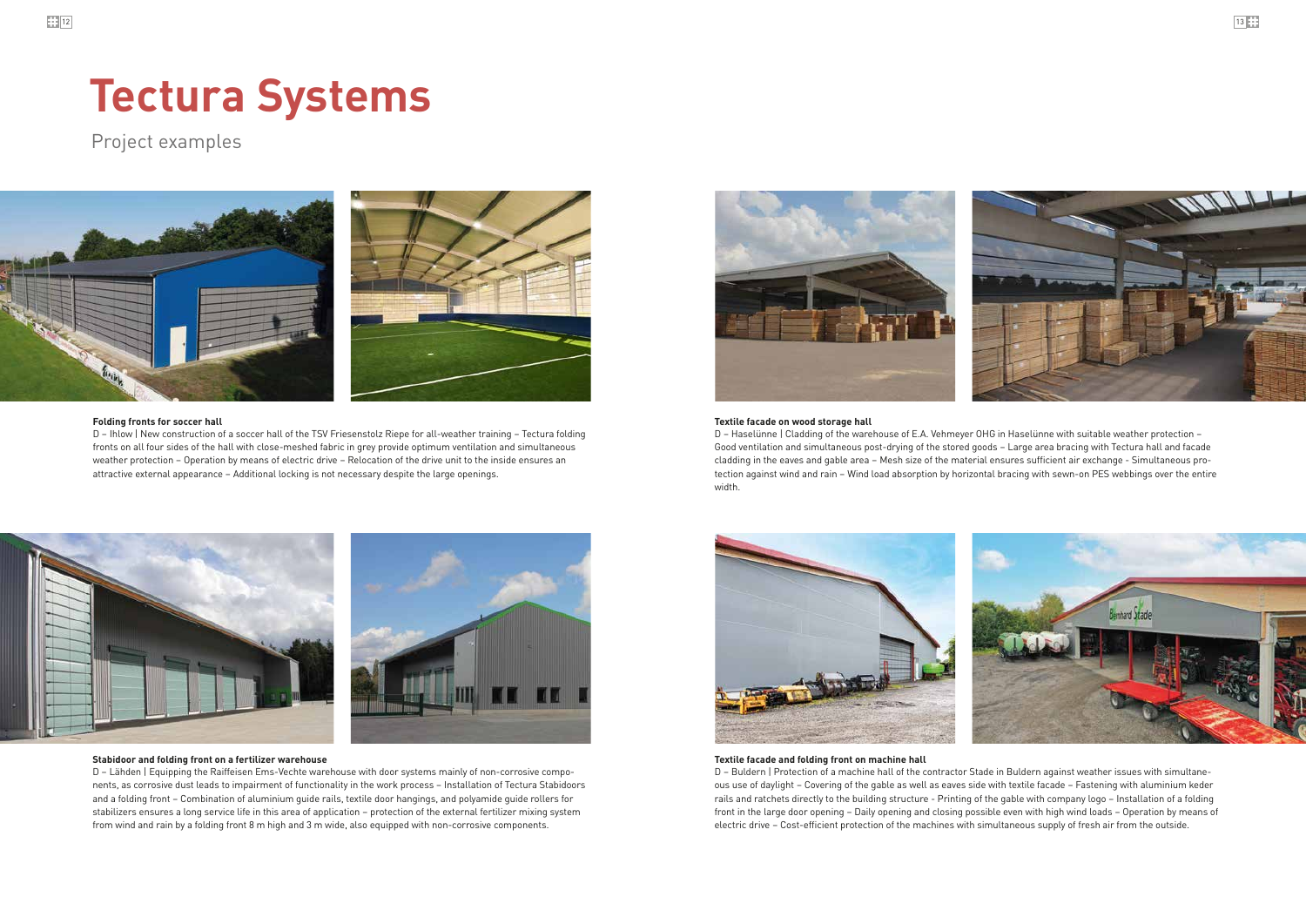# Tectura Systems

Project examples

**Folding fronts for soccer hall**

D – Ihlow | New construction of a soccer hall of the TSV Friesenstolz Riepe for all-weather training – Tectura folding fronts on all four sides of the hall with close-meshed fabric in grey provide optimum ventilation and simultaneous weather protection – Operation by means of electric drive – Relocation of the drive unit to the inside ensures an attractive external appearance – Additional locking is not necessary despite the large openings.

**Stabidoor and folding front on a fertilizer warehouse**

D – Lähden | Equipping the Raiffeisen Ems-Vechte warehouse with door systems mainly of non-corrosive components, as corrosive dust leads to impairment of functionality in the work process – Installation of Tectura Stabidoors and a folding front – Combination of aluminium guide rails, textile door hangings, and polyamide guide rollers for stabilizers ensures a long service life in this area of application – protection of the external fertilizer mixing system from wind and rain by a folding front 8 m high and 3 m wide, also equipped with non-corrosive components.

**Textile facade on wood storage hall**

D – Haselünne | Cladding of the warehouse of E.A. Vehmeyer OHG in Haselünne with suitable weather protection – Good ventilation and simultaneous post-drying of the stored goods – Large area bracing with Tectura hall and facade cladding in the eaves and gable area – Mesh size of the material ensures sufficient air exchange - Simultaneous protection against wind and rain – Wind load absorption by horizontal bracing with sewn-on PES webbings over the entire width.

**Textile facade and folding front on machine hall**

D – Buldern | Protection of a machine hall of the contractor Stade in Buldern against weather issues with simultaneous use of daylight – Covering of the gable as well as eaves side with textile facade – Fastening with aluminium keder rails and ratchets directly to the building structure - Printing of the gable with company logo – Installation of a folding front in the large door opening – Daily opening and closing possible even with high wind loads – Operation by means of electric drive – Cost-efficient protection of the machines with simultaneous supply of fresh air from the outside.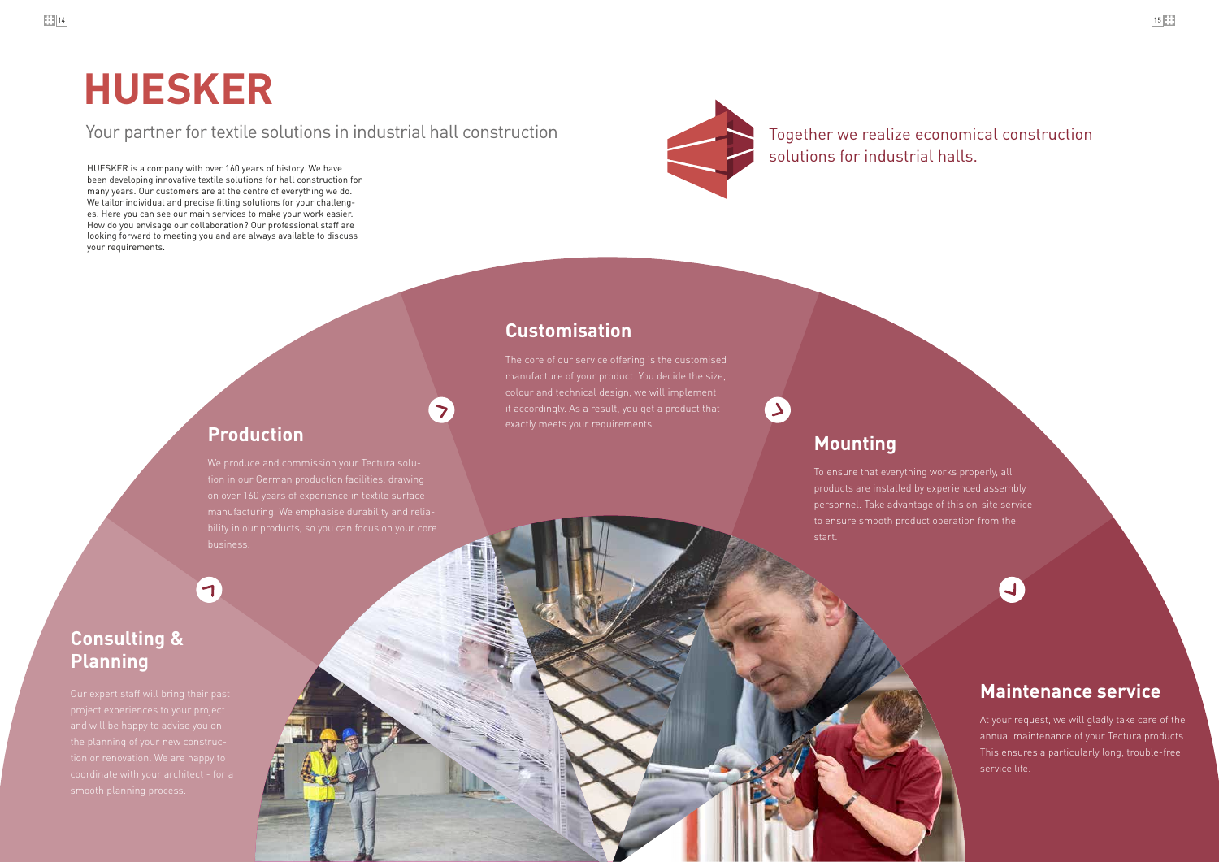# HUESKER

Your partner for textile solutions in industrial hall construction

HUESKER is a company with over 160 years of history. We have been developing innovative textile solutions for hall construction for many years. Our customers are at the centre of everything we do. We tailor individual and precise fitting solutions for your challenges. Here you can see our main services to make your work easier. How do you envisage our collaboration? Our professional staff are looking forward to meeting you and are always available to discuss your requirements.

Together we realize economical construction solutions for industrial halls.

## Consulting & Planning

Our expert staff will bring their past project experiences to your project and will be happy to advise you on the planning of your new construction or renovation. We are happy to coordinate with your architect - for a smooth planning process.

## Production

We produce and commission your Tectura solution in our German production facilities, drawing on over 160 years of experience in textile surface manufacturing. We emphasise durability and reliability in our products, so you can focus on your core business.

## Customisation

The core of our service offering is the customised manufacture of your product. You decide the size, colour and technical design, we will implement it accordingly. As a result, you get a product that exactly meets your requirements.

## Mounting

To ensure that everything works properly, all products are installed by experienced assembly personnel. Take advantage of this on-site service to ensure smooth product operation from the start.

## Maintenance service

At your request, we will gladly take care of the annual maintenance of your Tectura products. This ensures a particularly long, trouble-free service life.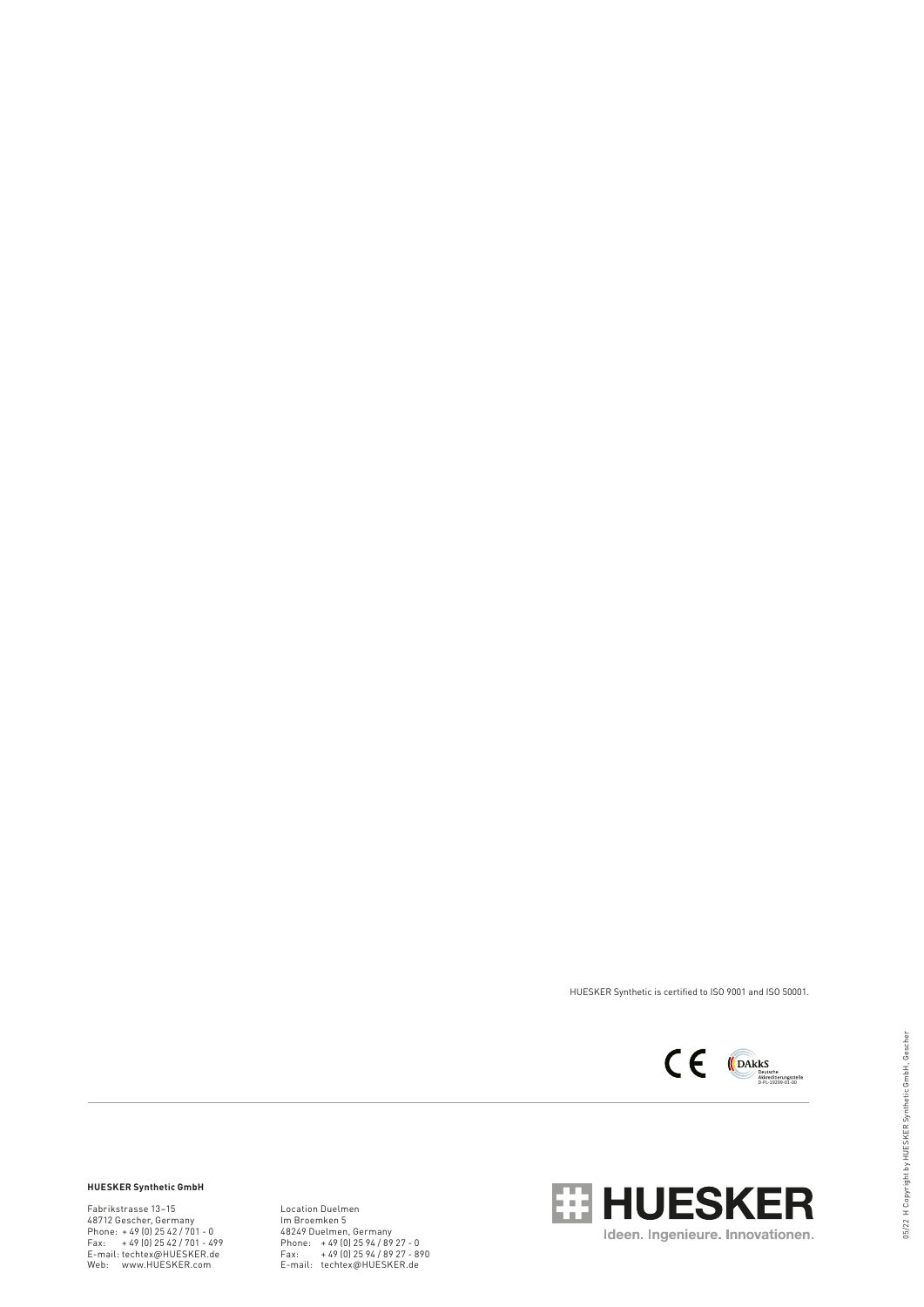HUESKER Synthetic is certified to ISO 9001 and ISO 50001.

**HUESKER Synthetic GmbH**

Fabrikstrasse 13–15
48712 Gescher, Germany
Phone: + 49 (0) 25 42 / 701 - 0
Fax: + 49 (0) 25 42 / 701 - 499
E-mail: techtex@HUESKER.de
Web: www.HUESKER.com

Location Duelmen
Im Broemken 5
48249 Duelmen, Germany
Phone: + 49 (0) 25 94 / 89 27 - 0
Fax: + 49 (0) 25 94 / 89 27 - 890
E-mail: techtex@HUESKER.de

HUESKER
Ideen. Ingenieure. Innovationen.

05/22 H Copyright by HUESKER Synthetic GmbH, Gescher